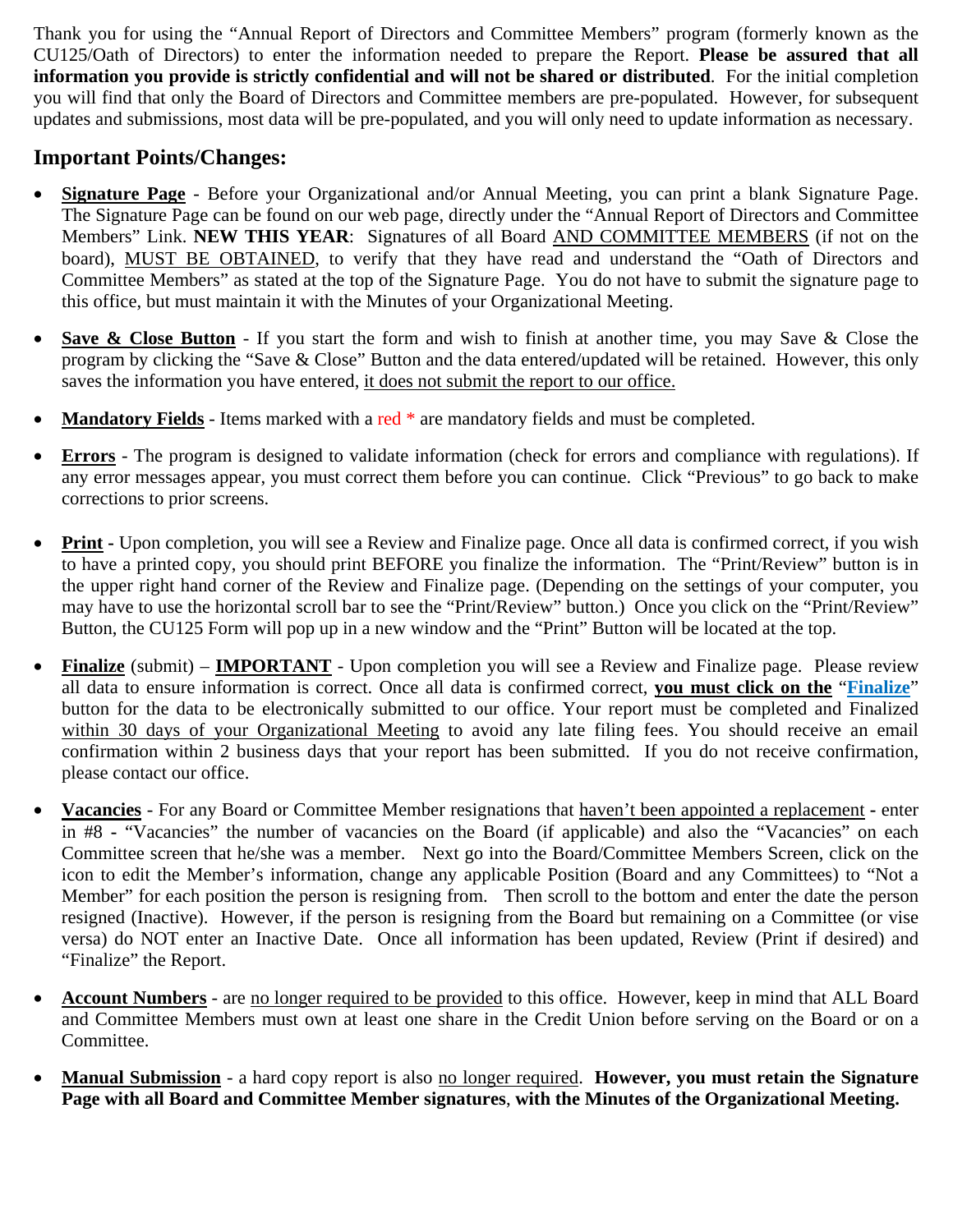Thank you for using the "Annual Report of Directors and Committee Members" program (formerly known as the CU125/Oath of Directors) to enter the information needed to prepare the Report. **Please be assured that all information you provide is strictly confidential and will not be shared or distributed**. For the initial completion you will find that only the Board of Directors and Committee members are pre-populated. However, for subsequent updates and submissions, most data will be pre-populated, and you will only need to update information as necessary.

## Important Points/Changes:

- **Signature Page** - Before your Organizational and/or Annual Meeting, you can print a blank Signature Page. The Signature Page can be found on our web page, directly under the "Annual Report of Directors and Committee Members" Link. **NEW THIS YEAR**: Signatures of all Board AND COMMITTEE MEMBERS (if not on the board), MUST BE OBTAINED, to verify that they have read and understand the "Oath of Directors and Committee Members" as stated at the top of the Signature Page. You do not have to submit the signature page to this office, but must maintain it with the Minutes of your Organizational Meeting.

- **Save & Close Button** - If you start the form and wish to finish at another time, you may Save & Close the program by clicking the "Save & Close" Button and the data entered/updated will be retained. However, this only saves the information you have entered, it does not submit the report to our office.

- **Mandatory Fields** - Items marked with a red * are mandatory fields and must be completed.

- **Errors** - The program is designed to validate information (check for errors and compliance with regulations). If any error messages appear, you must correct them before you can continue. Click "Previous" to go back to make corrections to prior screens.

- **Print** - Upon completion, you will see a Review and Finalize page. Once all data is confirmed correct, if you wish to have a printed copy, you should print BEFORE you finalize the information. The "Print/Review" button is in the upper right hand corner of the Review and Finalize page. (Depending on the settings of your computer, you may have to use the horizontal scroll bar to see the "Print/Review" button.) Once you click on the "Print/Review" Button, the CU125 Form will pop up in a new window and the "Print" Button will be located at the top.

- **Finalize** (submit) – **IMPORTANT** - Upon completion you will see a Review and Finalize page. Please review all data to ensure information is correct. Once all data is confirmed correct, **you must click on the** "**Finalize**" button for the data to be electronically submitted to our office. Your report must be completed and Finalized within 30 days of your Organizational Meeting to avoid any late filing fees. You should receive an email confirmation within 2 business days that your report has been submitted. If you do not receive confirmation, please contact our office.

- **Vacancies** - For any Board or Committee Member resignations that haven't been appointed a replacement - enter in #8 - "Vacancies" the number of vacancies on the Board (if applicable) and also the "Vacancies" on each Committee screen that he/she was a member. Next go into the Board/Committee Members Screen, click on the icon to edit the Member's information, change any applicable Position (Board and any Committees) to "Not a Member" for each position the person is resigning from. Then scroll to the bottom and enter the date the person resigned (Inactive). However, if the person is resigning from the Board but remaining on a Committee (or vise versa) do NOT enter an Inactive Date. Once all information has been updated, Review (Print if desired) and "Finalize" the Report.

- **Account Numbers** - are no longer required to be provided to this office. However, keep in mind that ALL Board and Committee Members must own at least one share in the Credit Union before serving on the Board or on a Committee.

- **Manual Submission** - a hard copy report is also no longer required. **However, you must retain the Signature Page with all Board and Committee Member signatures**, **with the Minutes of the Organizational Meeting.**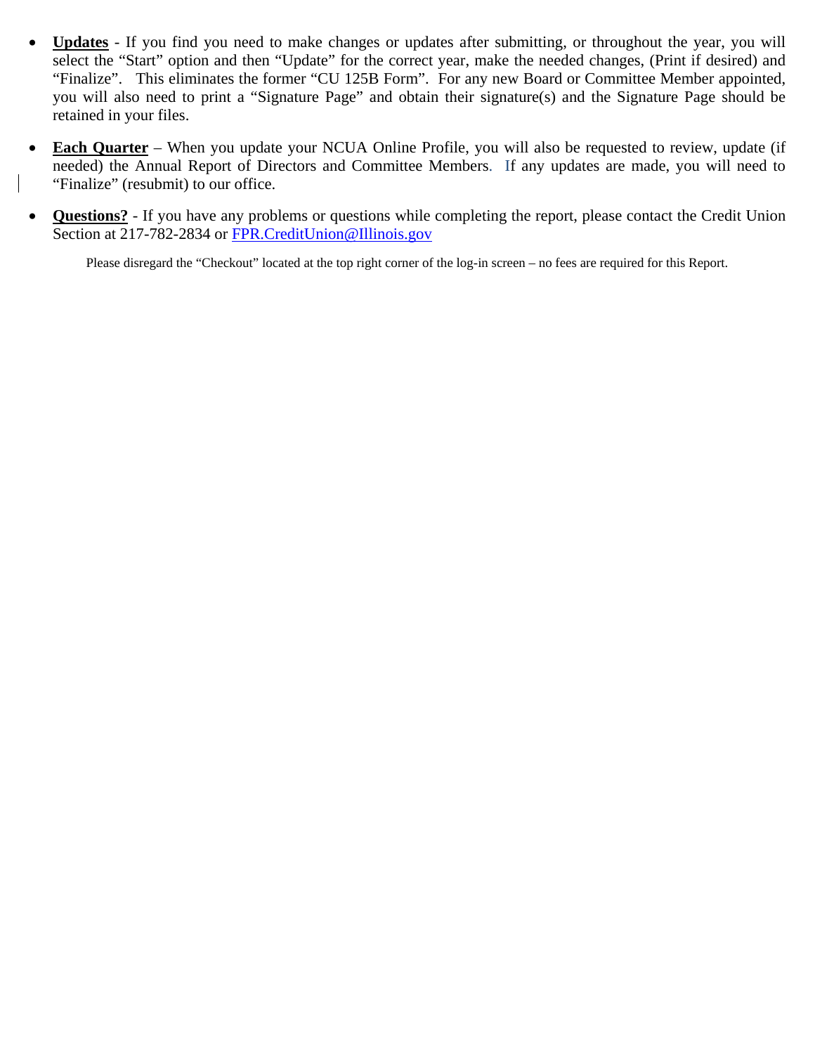- **Updates** - If you find you need to make changes or updates after submitting, or throughout the year, you will select the "Start" option and then "Update" for the correct year, make the needed changes, (Print if desired) and "Finalize". This eliminates the former "CU 125B Form". For any new Board or Committee Member appointed, you will also need to print a "Signature Page" and obtain their signature(s) and the Signature Page should be retained in your files.

- **Each Quarter** – When you update your NCUA Online Profile, you will also be requested to review, update (if needed) the Annual Report of Directors and Committee Members. If any updates are made, you will need to "Finalize" (resubmit) to our office.

- **Questions?** - If you have any problems or questions while completing the report, please contact the Credit Union Section at 217-782-2834 or [FPR.CreditUnion@Illinois.gov](mailto:FPR.CreditUnion@Illinois.gov)

Please disregard the "Checkout" located at the top right corner of the log-in screen – no fees are required for this Report.